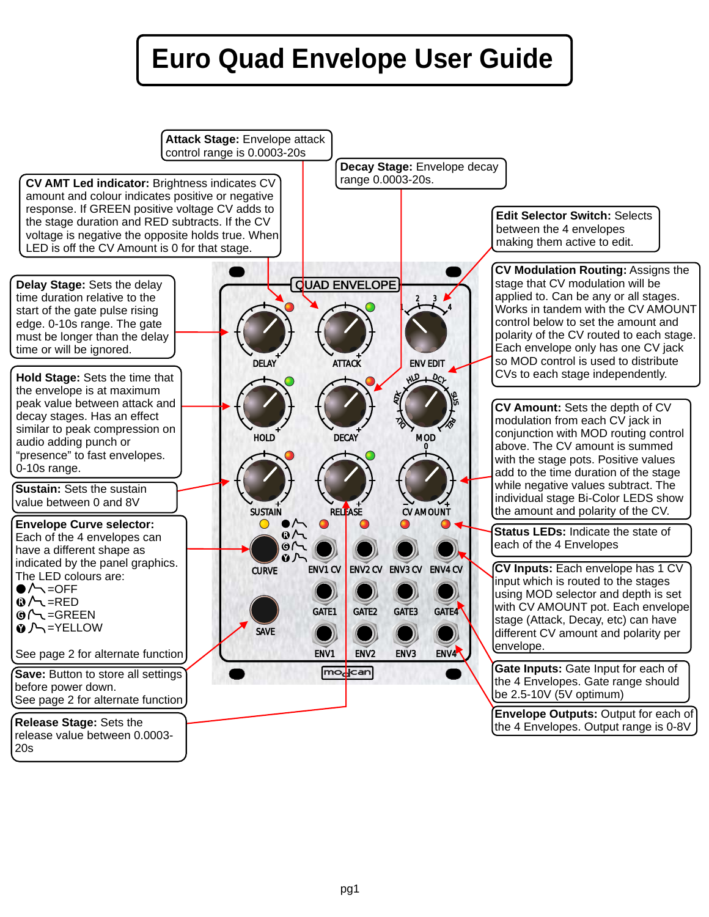# Euro Quad Envelope User Guide

**Attack Stage:** Envelope attack control range is 0.0003-20s

**Decay Stage:** Envelope decay range 0.0003-20s.

**CV AMT Led indicator:** Brightness indicates CV amount and colour indicates positive or negative response. If GREEN positive voltage CV adds to the stage duration and RED subtracts. If the CV voltage is negative the opposite holds true. When LED is off the CV Amount is 0 for that stage.

**Edit Selector Switch:** Selects between the 4 envelopes making them active to edit.

**Delay Stage:** Sets the delay time duration relative to the start of gate pulse rising edge. 0-10s range. The gate must be longer than the delay time or will be ignored.

**CV Modulation Routing:** Assigns the stage that CV modulation will be applied to. Can be any or all stages. Works in tandem with the CV AMOUNT control below to set the amount and polarity of the CV routed to each stage. Each envelope only has one CV jack so MOD control is used to distribute CVs to each stage independently.

**Hold Stage:** Sets the time that the envelope is at maximum peak value between attack and decay stages. Has an effect similar to peak compression on audio adding punch or "presence" to fast envelopes. 0-10s range.

**CV Amount:** Sets the depth of CV modulation from each CV jack in conjunction with MOD routing control above. The CV amount is summed with the stage pots. Positive values add to the time duration of the stage while negative values subtract. The individual stage Bi-Color LEDS show the amount and polarity of the CV.

**Sustain:** Sets the sustain value between 0 and 8V

**Status LEDs:** Indicate the state of each of the 4 Envelopes

**Envelope Curve selector:** Each of the 4 envelopes can have a different shape as indicated by the panel graphics. The LED colours are:

- ● =OFF
- Ⓡ =RED
- Ⓖ =GREEN
- Ⓨ =YELLOW

See page 2 for alternate function

**CV Inputs:** Each envelope has 1 CV input which is routed to the stages using MOD selector and depth is set with CV AMOUNT pot. Each envelope stage (Attack, Decay, etc) can have different CV amount and polarity per envelope.

**Save:** Button to store all settings before power down.
See page 2 for alternate function

**Gate Inputs:** Gate Input for each of the 4 Envelopes. Gate range should be 2.5-10V (5V optimum)

**Release Stage:** Sets the release value between 0.0003-20s

**Envelope Outputs:** Output for each of the 4 Envelopes. Output range is 0-8V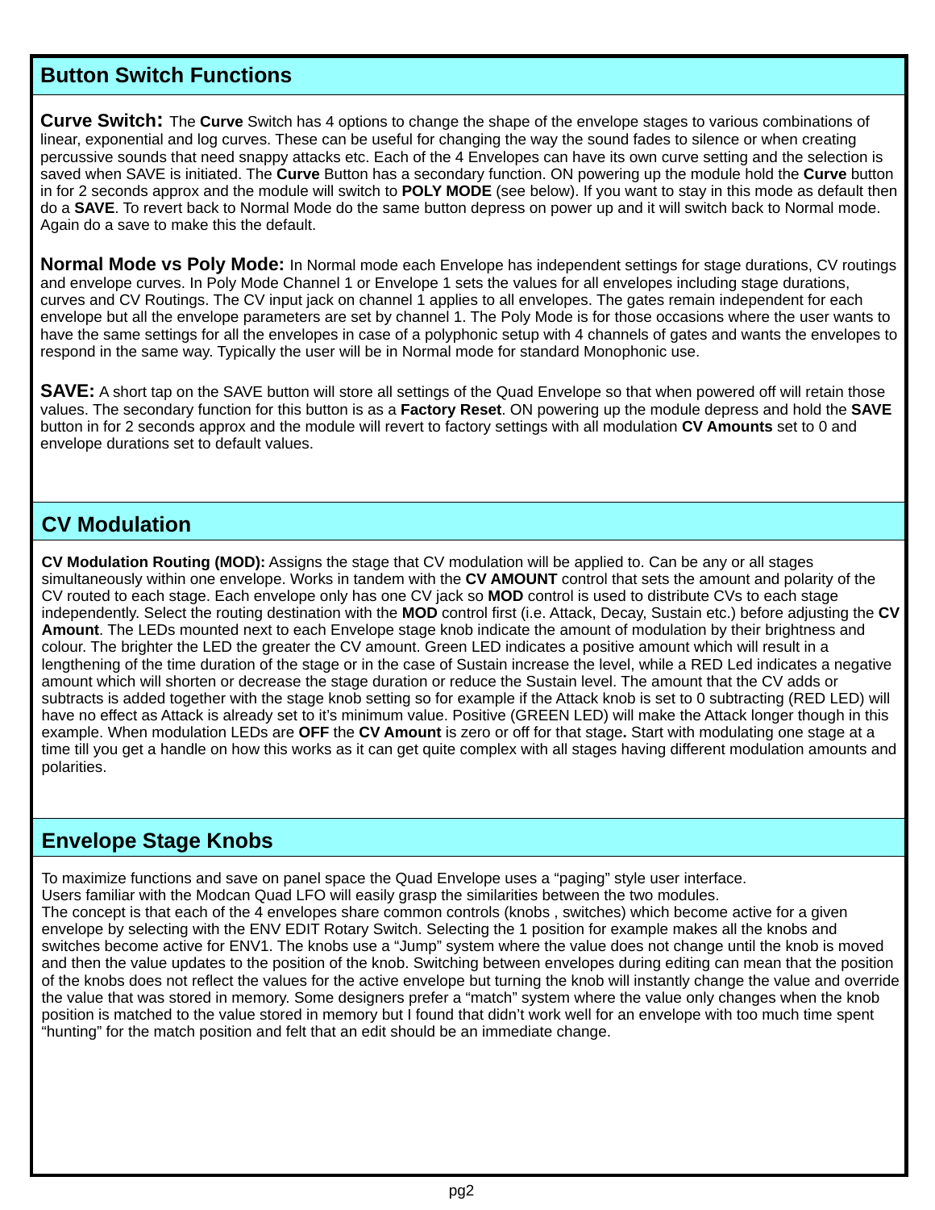## Button Switch Functions

**Curve Switch:** The **Curve** Switch has 4 options to change the shape of the envelope stages to various combinations of linear, exponential and log curves. These can be useful for changing the way the sound fades to silence or when creating percussive sounds that need snappy attacks etc. Each of the 4 Envelopes can have its own curve setting and the selection is saved when SAVE is initiated. The **Curve** Button has a secondary function. ON powering up the module hold the **Curve** button in for 2 seconds approx and the module will switch to **POLY MODE** (see below). If you want to stay in this mode as default then do a **SAVE**. To revert back to Normal Mode do the same button depress on power up and it will switch back to Normal mode. Again do a save to make this the default.

**Normal Mode vs Poly Mode:** In Normal mode each Envelope has independent settings for stage durations, CV routings and envelope curves. In Poly Mode Channel 1 or Envelope 1 sets the values for all envelopes including stage durations, curves and CV Routings. The CV input jack on channel 1 applies to all envelopes. The gates remain independent for each envelope but all the envelope parameters are set by channel 1. The Poly Mode is for those occasions where the user wants to have the same settings for all the envelopes in case of a polyphonic setup with 4 channels of gates and wants the envelopes to respond in the same way. Typically the user will be in Normal mode for standard Monophonic use.

**SAVE:** A short tap on the SAVE button will store all settings of the Quad Envelope so that when powered off will retain those values. The secondary function for this button is as a **Factory Reset**. ON powering up the module depress and hold the **SAVE** button in for 2 seconds approx and the module will revert to factory settings with all modulation **CV Amounts** set to 0 and envelope durations set to default values.

## CV Modulation

**CV Modulation Routing (MOD):** Assigns the stage that CV modulation will be applied to. Can be any or all stages simultaneously within one envelope. Works in tandem with the **CV AMOUNT** control that sets the amount and polarity of the CV routed to each stage. Each envelope only has one CV jack so **MOD** control is used to distribute CVs to each stage independently. Select the routing destination with the **MOD** control first (i.e. Attack, Decay, Sustain etc.) before adjusting the **CV Amount**. The LEDs mounted next to each Envelope stage knob indicate the amount of modulation by their brightness and colour. The brighter the LED the greater the CV amount. Green LED indicates a positive amount which will result in a lengthening of the time duration of the stage or in the case of Sustain increase the level, while a RED Led indicates a negative amount which will shorten or decrease the stage duration or reduce the Sustain level. The amount that the CV adds or subtracts is added together with the stage knob setting so for example if the Attack knob is set to 0 subtracting (RED LED) will have no effect as Attack is already set to it's minimum value. Positive (GREEN LED) will make the Attack longer though in this example. When modulation LEDs are **OFF** the **CV Amount** is zero or off for that stage**.** Start with modulating one stage at a time till you get a handle on how this works as it can get quite complex with all stages having different modulation amounts and polarities.

## Envelope Stage Knobs

To maximize functions and save on panel space the Quad Envelope uses a "paging" style user interface.
Users familiar with the Modcan Quad LFO will easily grasp the similarities between the two modules.
The concept is that each of the 4 envelopes share common controls (knobs , switches) which become active for a given envelope by selecting with the ENV EDIT Rotary Switch. Selecting the 1 position for example makes all the knobs and switches become active for ENV1. The knobs use a "Jump" system where the value does not change until the knob is moved and then the value updates to the position of the knob. Switching between envelopes during editing can mean that the position of the knobs does not reflect the values for the active envelope but turning the knob will instantly change the value and override the value that was stored in memory. Some designers prefer a "match" system where the value only changes when the knob position is matched to the value stored in memory but I found that didn't work well for an envelope with too much time spent "hunting" for the match position and felt that an edit should be an immediate change.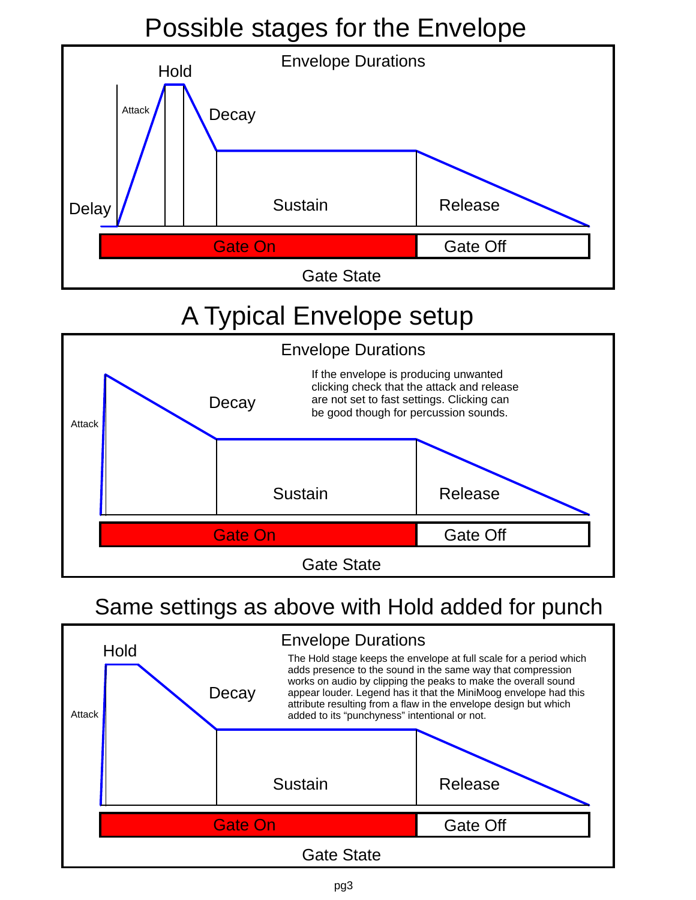# Possible stages for the Envelope

Envelope Durations

Delay · Attack · Hold · Decay · Sustain · Release

Gate On | Gate Off

Gate State

# A Typical Envelope setup

Envelope Durations

Attack · Decay · Sustain · Release

If the envelope is producing unwanted clicking check that the attack and release are not set to fast settings. Clicking can be good though for percussion sounds.

Gate On | Gate Off

Gate State

## Same settings as above with Hold added for punch

Envelope Durations

Attack · Hold · Decay · Sustain · Release

The Hold stage keeps the envelope at full scale for a period which adds presence to the sound in the same way that compression works on audio by clipping the peaks to make the overall sound appear louder. Legend has it that the MiniMoog envelope had this attribute resulting from a flaw in the envelope design but which added to its “punchyness” intentional or not.

Gate On | Gate Off

Gate State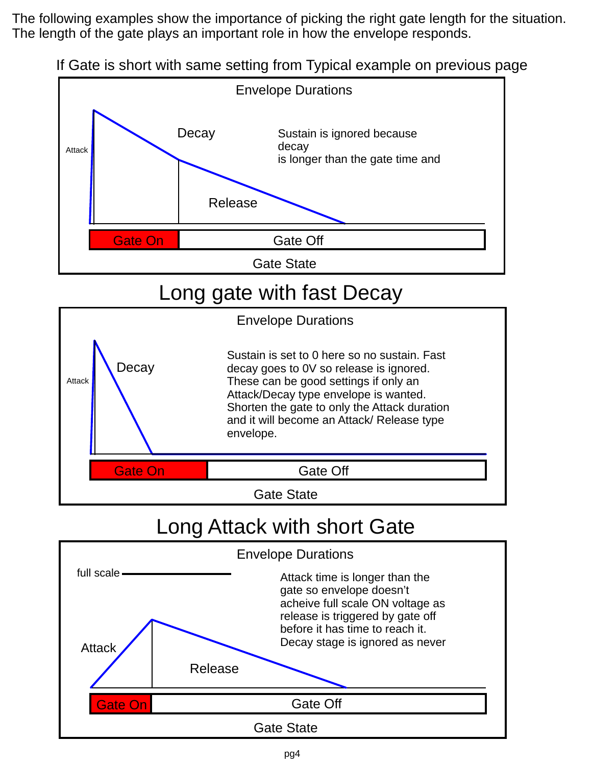The following examples show the importance of picking the right gate length for the situation. The length of the gate plays an important role in how the envelope responds.

If Gate is short with same setting from Typical example on previous page

Envelope Durations

Attack

Decay

Sustain is ignored because decay is longer than the gate time and

Release

Gate On | Gate Off

Gate State

## Long gate with fast Decay

Envelope Durations

Attack

Decay

Sustain is set to 0 here so no sustain. Fast decay goes to 0V so release is ignored. These can be good settings if only an Attack/Decay type envelope is wanted. Shorten the gate to only the Attack duration and it will become an Attack/ Release type envelope.

Gate On | Gate Off

Gate State

## Long Attack with short Gate

Envelope Durations

full scale

Attack time is longer than the gate so envelope doesn't acheive full scale ON voltage as release is triggered by gate off before it has time to reach it. Decay stage is ignored as never

Attack

Release

Gate On | Gate Off

Gate State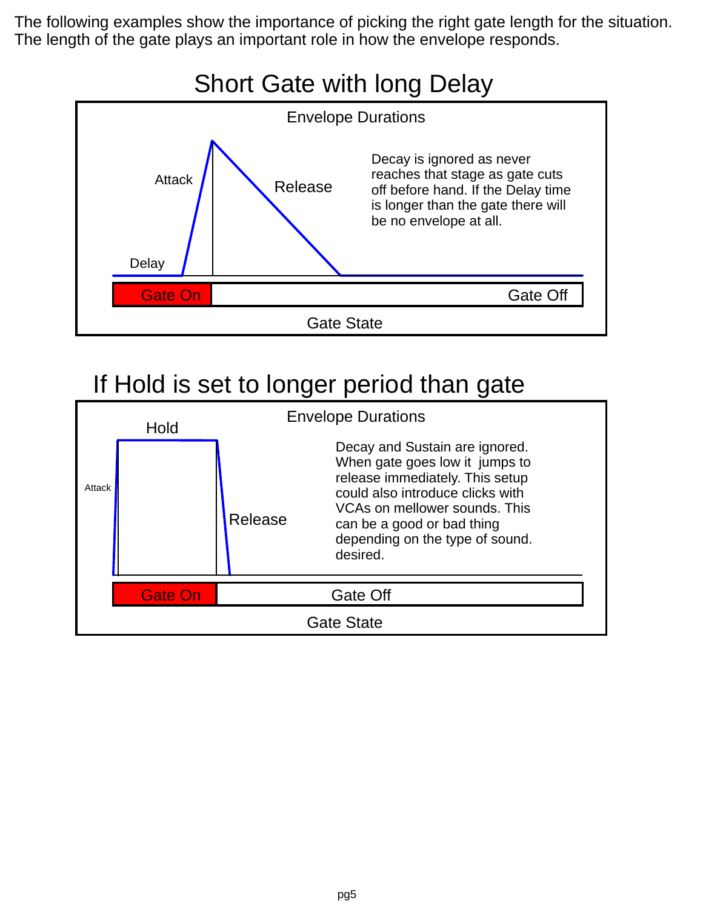The following examples show the importance of picking the right gate length for the situation. The length of the gate plays an important role in how the envelope responds.

## Short Gate with long Delay

Envelope Durations

Attack

Release

Delay

Decay is ignored as never reaches that stage as gate cuts off before hand. If the Delay time is longer than the gate there will be no envelope at all.

Gate On

Gate Off

Gate State

## If Hold is set to longer period than gate

Envelope Durations

Hold

Attack

Release

Decay and Sustain are ignored. When gate goes low it jumps to release immediately. This setup could also introduce clicks with VCAs on mellower sounds. This can be a good or bad thing depending on the type of sound. desired.

Gate On

Gate Off

Gate State